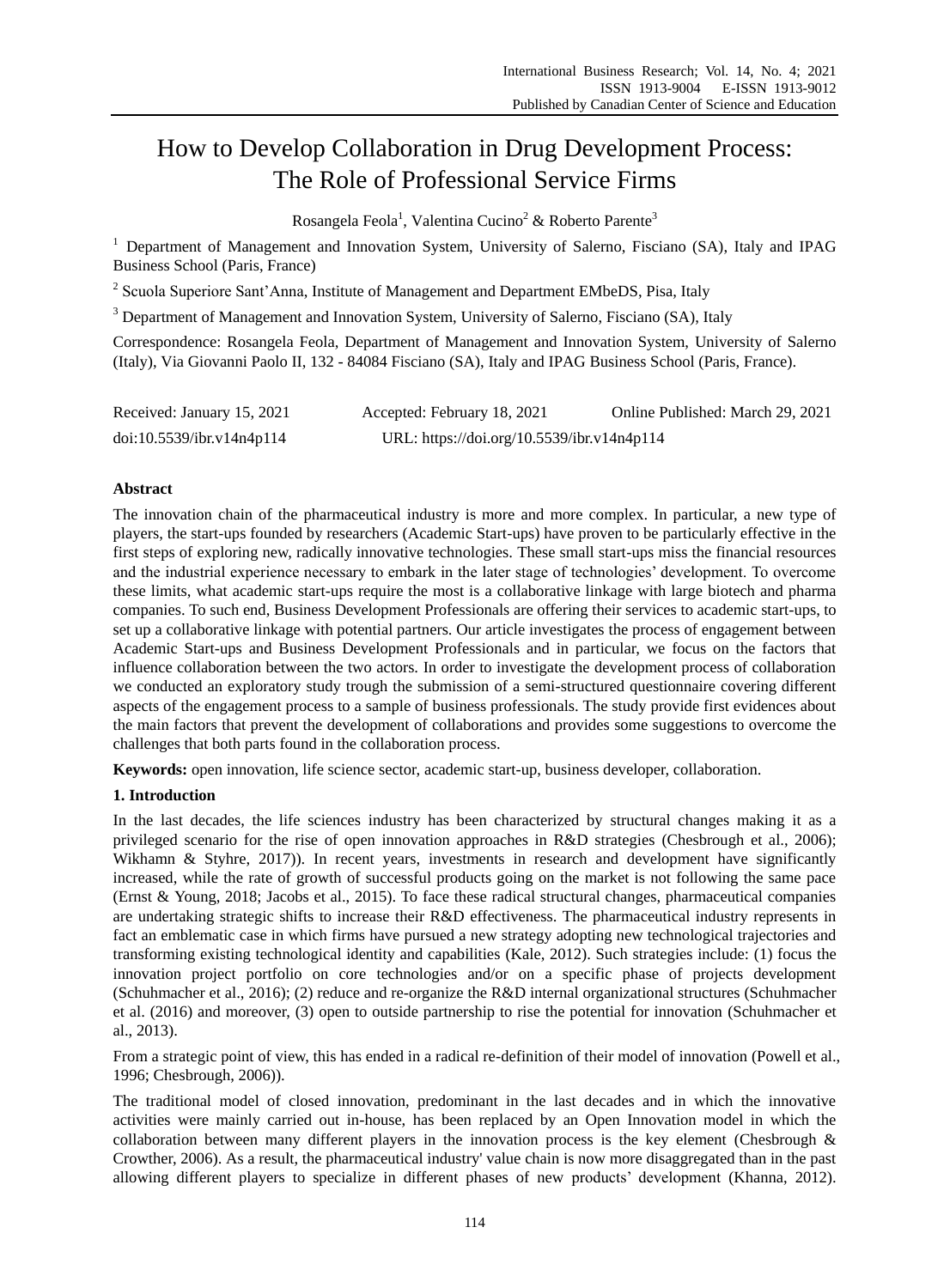# How to Develop Collaboration in Drug Development Process: The Role of Professional Service Firms

Rosangela Feola[1], Valentina Cucino[2] & Roberto Parente[3]

[1] Department of Management and Innovation System, University of Salerno, Fisciano (SA), Italy and IPAG Business School (Paris, France)

[2] Scuola Superiore Sant'Anna, Institute of Management and Department EMbeDS, Pisa, Italy

[3] Department of Management and Innovation System, University of Salerno, Fisciano (SA), Italy

Correspondence: Rosangela Feola, Department of Management and Innovation System, University of Salerno (Italy), Via Giovanni Paolo II, 132 - 84084 Fisciano (SA), Italy and IPAG Business School (Paris, France).

Received: January 15, 2021   Accepted: February 18, 2021   Online Published: March 29, 2021

doi:10.5539/ibr.v14n4p114   URL: https://doi.org/10.5539/ibr.v14n4p114

## Abstract

The innovation chain of the pharmaceutical industry is more and more complex. In particular, a new type of players, the start-ups founded by researchers (Academic Start-ups) have proven to be particularly effective in the first steps of exploring new, radically innovative technologies. These small start-ups miss the financial resources and the industrial experience necessary to embark in the later stage of technologies' development. To overcome these limits, what academic start-ups require the most is a collaborative linkage with large biotech and pharma companies. To such end, Business Development Professionals are offering their services to academic start-ups, to set up a collaborative linkage with potential partners. Our article investigates the process of engagement between Academic Start-ups and Business Development Professionals and in particular, we focus on the factors that influence collaboration between the two actors. In order to investigate the development process of collaboration we conducted an exploratory study trough the submission of a semi-structured questionnaire covering different aspects of the engagement process to a sample of business professionals. The study provide first evidences about the main factors that prevent the development of collaborations and provides some suggestions to overcome the challenges that both parts found in the collaboration process.

**Keywords:** open innovation, life science sector, academic start-up, business developer, collaboration.

## 1. Introduction

In the last decades, the life sciences industry has been characterized by structural changes making it as a privileged scenario for the rise of open innovation approaches in R&D strategies (Chesbrough et al., 2006); Wikhamn & Styhre, 2017)). In recent years, investments in research and development have significantly increased, while the rate of growth of successful products going on the market is not following the same pace (Ernst & Young, 2018; Jacobs et al., 2015). To face these radical structural changes, pharmaceutical companies are undertaking strategic shifts to increase their R&D effectiveness. The pharmaceutical industry represents in fact an emblematic case in which firms have pursued a new strategy adopting new technological trajectories and transforming existing technological identity and capabilities (Kale, 2012). Such strategies include: (1) focus the innovation project portfolio on core technologies and/or on a specific phase of projects development (Schuhmacher et al., 2016); (2) reduce and re-organize the R&D internal organizational structures (Schuhmacher et al. (2016) and moreover, (3) open to outside partnership to rise the potential for innovation (Schuhmacher et al., 2013).

From a strategic point of view, this has ended in a radical re-definition of their model of innovation (Powell et al., 1996; Chesbrough, 2006)).

The traditional model of closed innovation, predominant in the last decades and in which the innovative activities were mainly carried out in-house, has been replaced by an Open Innovation model in which the collaboration between many different players in the innovation process is the key element (Chesbrough & Crowther, 2006). As a result, the pharmaceutical industry' value chain is now more disaggregated than in the past allowing different players to specialize in different phases of new products' development (Khanna, 2012).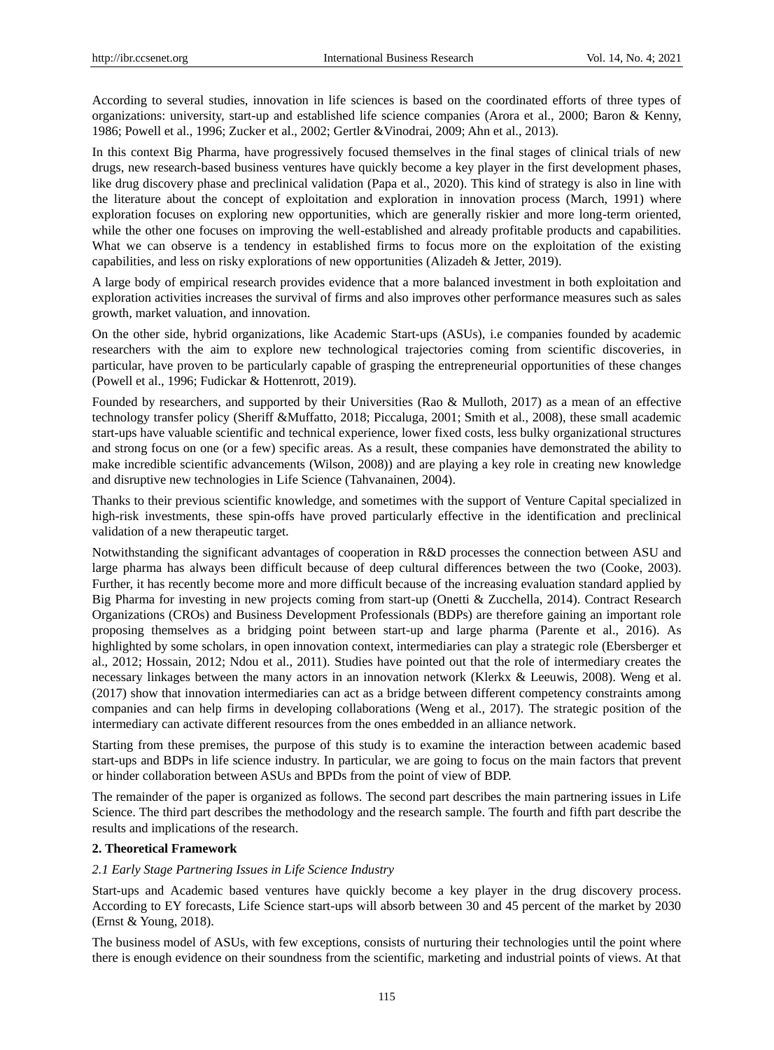According to several studies, innovation in life sciences is based on the coordinated efforts of three types of organizations: university, start-up and established life science companies (Arora et al., 2000; Baron & Kenny, 1986; Powell et al., 1996; Zucker et al., 2002; Gertler &Vinodrai, 2009; Ahn et al., 2013).

In this context Big Pharma, have progressively focused themselves in the final stages of clinical trials of new drugs, new research-based business ventures have quickly become a key player in the first development phases, like drug discovery phase and preclinical validation (Papa et al., 2020). This kind of strategy is also in line with the literature about the concept of exploitation and exploration in innovation process (March, 1991) where exploration focuses on exploring new opportunities, which are generally riskier and more long-term oriented, while the other one focuses on improving the well-established and already profitable products and capabilities. What we can observe is a tendency in established firms to focus more on the exploitation of the existing capabilities, and less on risky explorations of new opportunities (Alizadeh & Jetter, 2019).

A large body of empirical research provides evidence that a more balanced investment in both exploitation and exploration activities increases the survival of firms and also improves other performance measures such as sales growth, market valuation, and innovation.

On the other side, hybrid organizations, like Academic Start-ups (ASUs), i.e companies founded by academic researchers with the aim to explore new technological trajectories coming from scientific discoveries, in particular, have proven to be particularly capable of grasping the entrepreneurial opportunities of these changes (Powell et al., 1996; Fudickar & Hottenrott, 2019).

Founded by researchers, and supported by their Universities (Rao & Mulloth, 2017) as a mean of an effective technology transfer policy (Sheriff &Muffatto, 2018; Piccaluga, 2001; Smith et al., 2008), these small academic start-ups have valuable scientific and technical experience, lower fixed costs, less bulky organizational structures and strong focus on one (or a few) specific areas. As a result, these companies have demonstrated the ability to make incredible scientific advancements (Wilson, 2008)) and are playing a key role in creating new knowledge and disruptive new technologies in Life Science (Tahvanainen, 2004).

Thanks to their previous scientific knowledge, and sometimes with the support of Venture Capital specialized in high-risk investments, these spin-offs have proved particularly effective in the identification and preclinical validation of a new therapeutic target.

Notwithstanding the significant advantages of cooperation in R&D processes the connection between ASU and large pharma has always been difficult because of deep cultural differences between the two (Cooke, 2003). Further, it has recently become more and more difficult because of the increasing evaluation standard applied by Big Pharma for investing in new projects coming from start-up (Onetti & Zucchella, 2014). Contract Research Organizations (CROs) and Business Development Professionals (BDPs) are therefore gaining an important role proposing themselves as a bridging point between start-up and large pharma (Parente et al., 2016). As highlighted by some scholars, in open innovation context, intermediaries can play a strategic role (Ebersberger et al., 2012; Hossain, 2012; Ndou et al., 2011). Studies have pointed out that the role of intermediary creates the necessary linkages between the many actors in an innovation network (Klerkx & Leeuwis, 2008). Weng et al. (2017) show that innovation intermediaries can act as a bridge between different competency constraints among companies and can help firms in developing collaborations (Weng et al., 2017). The strategic position of the intermediary can activate different resources from the ones embedded in an alliance network.

Starting from these premises, the purpose of this study is to examine the interaction between academic based start-ups and BDPs in life science industry. In particular, we are going to focus on the main factors that prevent or hinder collaboration between ASUs and BPDs from the point of view of BDP.

The remainder of the paper is organized as follows. The second part describes the main partnering issues in Life Science. The third part describes the methodology and the research sample. The fourth and fifth part describe the results and implications of the research.

## 2. Theoretical Framework

### *2.1 Early Stage Partnering Issues in Life Science Industry*

Start-ups and Academic based ventures have quickly become a key player in the drug discovery process. According to EY forecasts, Life Science start-ups will absorb between 30 and 45 percent of the market by 2030 (Ernst & Young, 2018).

The business model of ASUs, with few exceptions, consists of nurturing their technologies until the point where there is enough evidence on their soundness from the scientific, marketing and industrial points of views. At that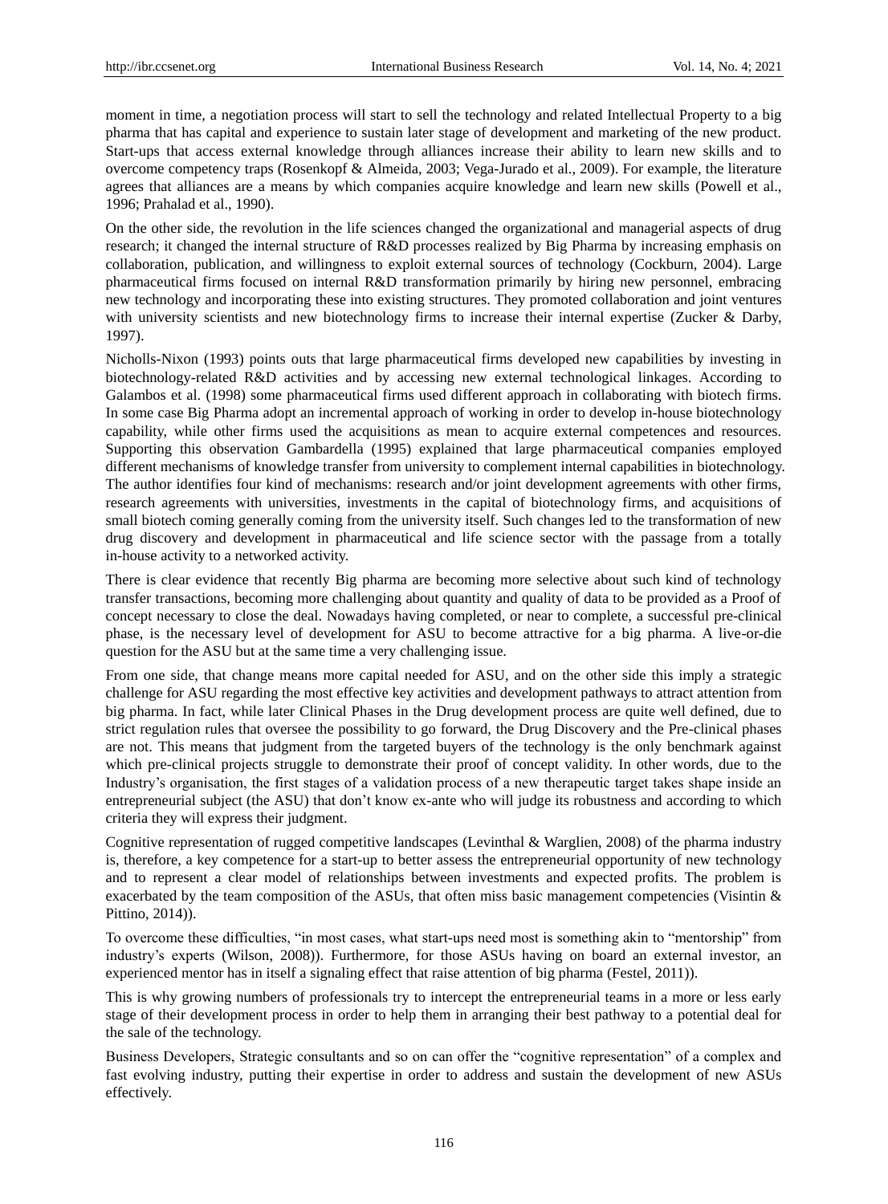moment in time, a negotiation process will start to sell the technology and related Intellectual Property to a big pharma that has capital and experience to sustain later stage of development and marketing of the new product. Start-ups that access external knowledge through alliances increase their ability to learn new skills and to overcome competency traps (Rosenkopf & Almeida, 2003; Vega-Jurado et al., 2009). For example, the literature agrees that alliances are a means by which companies acquire knowledge and learn new skills (Powell et al., 1996; Prahalad et al., 1990).

On the other side, the revolution in the life sciences changed the organizational and managerial aspects of drug research; it changed the internal structure of R&D processes realized by Big Pharma by increasing emphasis on collaboration, publication, and willingness to exploit external sources of technology (Cockburn, 2004). Large pharmaceutical firms focused on internal R&D transformation primarily by hiring new personnel, embracing new technology and incorporating these into existing structures. They promoted collaboration and joint ventures with university scientists and new biotechnology firms to increase their internal expertise (Zucker & Darby, 1997).

Nicholls-Nixon (1993) points outs that large pharmaceutical firms developed new capabilities by investing in biotechnology-related R&D activities and by accessing new external technological linkages. According to Galambos et al. (1998) some pharmaceutical firms used different approach in collaborating with biotech firms. In some case Big Pharma adopt an incremental approach of working in order to develop in-house biotechnology capability, while other firms used the acquisitions as mean to acquire external competences and resources. Supporting this observation Gambardella (1995) explained that large pharmaceutical companies employed different mechanisms of knowledge transfer from university to complement internal capabilities in biotechnology. The author identifies four kind of mechanisms: research and/or joint development agreements with other firms, research agreements with universities, investments in the capital of biotechnology firms, and acquisitions of small biotech coming generally coming from the university itself. Such changes led to the transformation of new drug discovery and development in pharmaceutical and life science sector with the passage from a totally in-house activity to a networked activity.

There is clear evidence that recently Big pharma are becoming more selective about such kind of technology transfer transactions, becoming more challenging about quantity and quality of data to be provided as a Proof of concept necessary to close the deal. Nowadays having completed, or near to complete, a successful pre-clinical phase, is the necessary level of development for ASU to become attractive for a big pharma. A live-or-die question for the ASU but at the same time a very challenging issue.

From one side, that change means more capital needed for ASU, and on the other side this imply a strategic challenge for ASU regarding the most effective key activities and development pathways to attract attention from big pharma. In fact, while later Clinical Phases in the Drug development process are quite well defined, due to strict regulation rules that oversee the possibility to go forward, the Drug Discovery and the Pre-clinical phases are not. This means that judgment from the targeted buyers of the technology is the only benchmark against which pre-clinical projects struggle to demonstrate their proof of concept validity. In other words, due to the Industry's organisation, the first stages of a validation process of a new therapeutic target takes shape inside an entrepreneurial subject (the ASU) that don't know ex-ante who will judge its robustness and according to which criteria they will express their judgment.

Cognitive representation of rugged competitive landscapes (Levinthal & Warglien, 2008) of the pharma industry is, therefore, a key competence for a start-up to better assess the entrepreneurial opportunity of new technology and to represent a clear model of relationships between investments and expected profits. The problem is exacerbated by the team composition of the ASUs, that often miss basic management competencies (Visintin & Pittino, 2014)).

To overcome these difficulties, "in most cases, what start-ups need most is something akin to "mentorship" from industry's experts (Wilson, 2008)). Furthermore, for those ASUs having on board an external investor, an experienced mentor has in itself a signaling effect that raise attention of big pharma (Festel, 2011)).

This is why growing numbers of professionals try to intercept the entrepreneurial teams in a more or less early stage of their development process in order to help them in arranging their best pathway to a potential deal for the sale of the technology.

Business Developers, Strategic consultants and so on can offer the "cognitive representation" of a complex and fast evolving industry, putting their expertise in order to address and sustain the development of new ASUs effectively.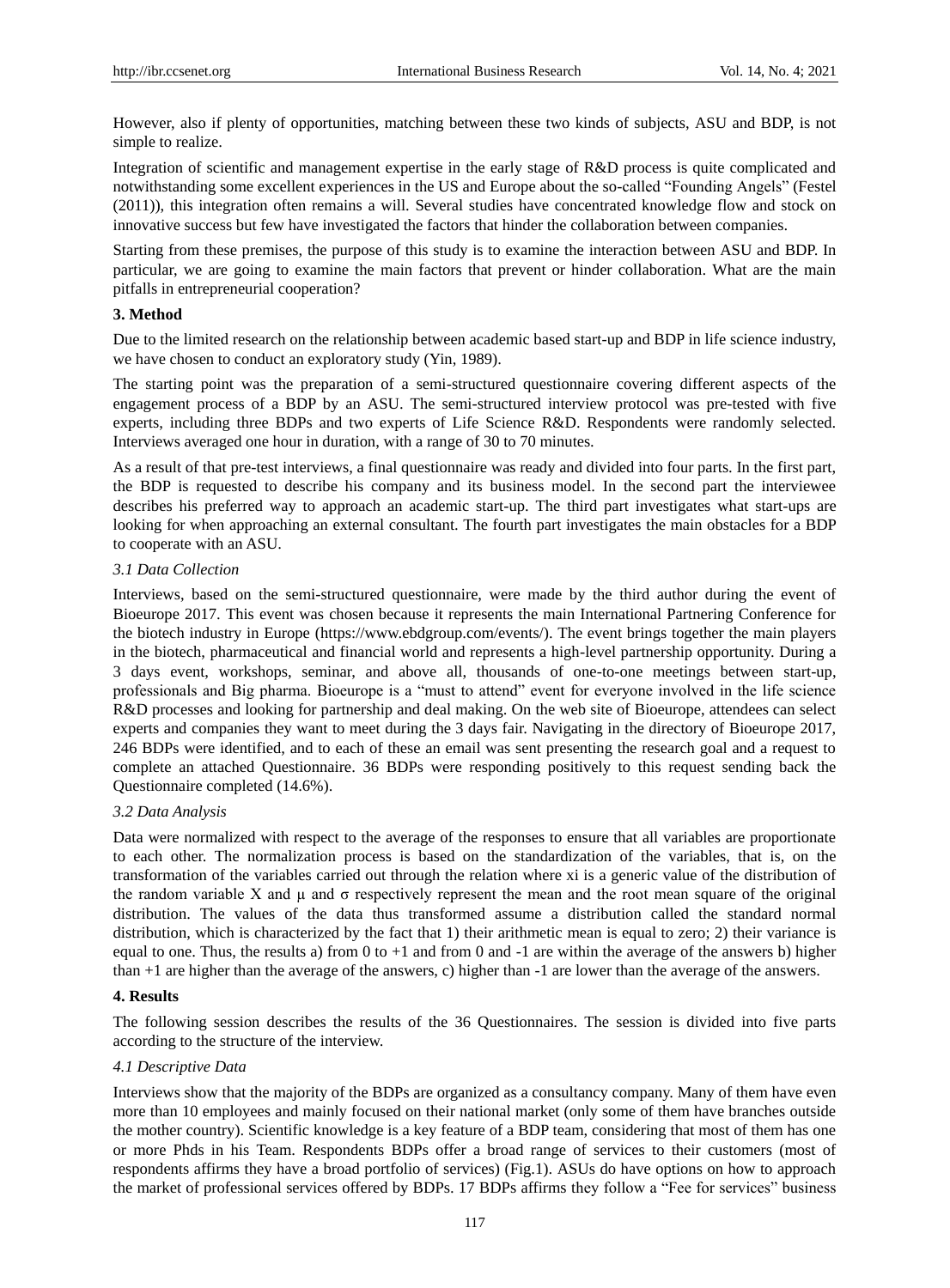However, also if plenty of opportunities, matching between these two kinds of subjects, ASU and BDP, is not simple to realize.

Integration of scientific and management expertise in the early stage of R&D process is quite complicated and notwithstanding some excellent experiences in the US and Europe about the so-called "Founding Angels" (Festel (2011)), this integration often remains a will. Several studies have concentrated knowledge flow and stock on innovative success but few have investigated the factors that hinder the collaboration between companies.

Starting from these premises, the purpose of this study is to examine the interaction between ASU and BDP. In particular, we are going to examine the main factors that prevent or hinder collaboration. What are the main pitfalls in entrepreneurial cooperation?

## 3. Method

Due to the limited research on the relationship between academic based start-up and BDP in life science industry, we have chosen to conduct an exploratory study (Yin, 1989).

The starting point was the preparation of a semi-structured questionnaire covering different aspects of the engagement process of a BDP by an ASU. The semi-structured interview protocol was pre-tested with five experts, including three BDPs and two experts of Life Science R&D. Respondents were randomly selected. Interviews averaged one hour in duration, with a range of 30 to 70 minutes.

As a result of that pre-test interviews, a final questionnaire was ready and divided into four parts. In the first part, the BDP is requested to describe his company and its business model. In the second part the interviewee describes his preferred way to approach an academic start-up. The third part investigates what start-ups are looking for when approaching an external consultant. The fourth part investigates the main obstacles for a BDP to cooperate with an ASU.

### *3.1 Data Collection*

Interviews, based on the semi-structured questionnaire, were made by the third author during the event of Bioeurope 2017. This event was chosen because it represents the main International Partnering Conference for the biotech industry in Europe (https://www.ebdgroup.com/events/). The event brings together the main players in the biotech, pharmaceutical and financial world and represents a high-level partnership opportunity. During a 3 days event, workshops, seminar, and above all, thousands of one-to-one meetings between start-up, professionals and Big pharma. Bioeurope is a "must to attend" event for everyone involved in the life science R&D processes and looking for partnership and deal making. On the web site of Bioeurope, attendees can select experts and companies they want to meet during the 3 days fair. Navigating in the directory of Bioeurope 2017, 246 BDPs were identified, and to each of these an email was sent presenting the research goal and a request to complete an attached Questionnaire. 36 BDPs were responding positively to this request sending back the Questionnaire completed (14.6%).

### *3.2 Data Analysis*

Data were normalized with respect to the average of the responses to ensure that all variables are proportionate to each other. The normalization process is based on the standardization of the variables, that is, on the transformation of the variables carried out through the relation where xi is a generic value of the distribution of the random variable X and μ and σ respectively represent the mean and the root mean square of the original distribution. The values of the data thus transformed assume a distribution called the standard normal distribution, which is characterized by the fact that 1) their arithmetic mean is equal to zero; 2) their variance is equal to one. Thus, the results a) from 0 to +1 and from 0 and -1 are within the average of the answers b) higher than +1 are higher than the average of the answers, c) higher than -1 are lower than the average of the answers.

## 4. Results

The following session describes the results of the 36 Questionnaires. The session is divided into five parts according to the structure of the interview.

### *4.1 Descriptive Data*

Interviews show that the majority of the BDPs are organized as a consultancy company. Many of them have even more than 10 employees and mainly focused on their national market (only some of them have branches outside the mother country). Scientific knowledge is a key feature of a BDP team, considering that most of them has one or more Phds in his Team. Respondents BDPs offer a broad range of services to their customers (most of respondents affirms they have a broad portfolio of services) (Fig.1). ASUs do have options on how to approach the market of professional services offered by BDPs. 17 BDPs affirms they follow a "Fee for services" business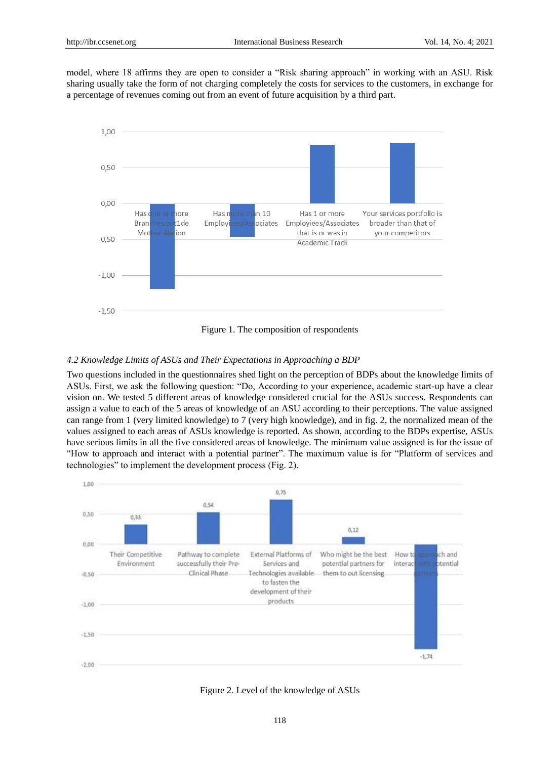model, where 18 affirms they are open to consider a "Risk sharing approach" in working with an ASU. Risk sharing usually take the form of not charging completely the costs for services to the customers, in exchange for a percentage of revenues coming out from an event of future acquisition by a third part.

Figure 1. The composition of respondents

### *4.2 Knowledge Limits of ASUs and Their Expectations in Approaching a BDP*

Two questions included in the questionnaires shed light on the perception of BDPs about the knowledge limits of ASUs. First, we ask the following question: "Do, According to your experience, academic start-up have a clear vision on. We tested 5 different areas of knowledge considered crucial for the ASUs success. Respondents can assign a value to each of the 5 areas of knowledge of an ASU according to their perceptions. The value assigned can range from 1 (very limited knowledge) to 7 (very high knowledge), and in fig. 2, the normalized mean of the values assigned to each areas of ASUs knowledge is reported. As shown, according to the BDPs expertise, ASUs have serious limits in all the five considered areas of knowledge. The minimum value assigned is for the issue of "How to approach and interact with a potential partner". The maximum value is for "Platform of services and technologies" to implement the development process (Fig. 2).

Figure 2. Level of the knowledge of ASUs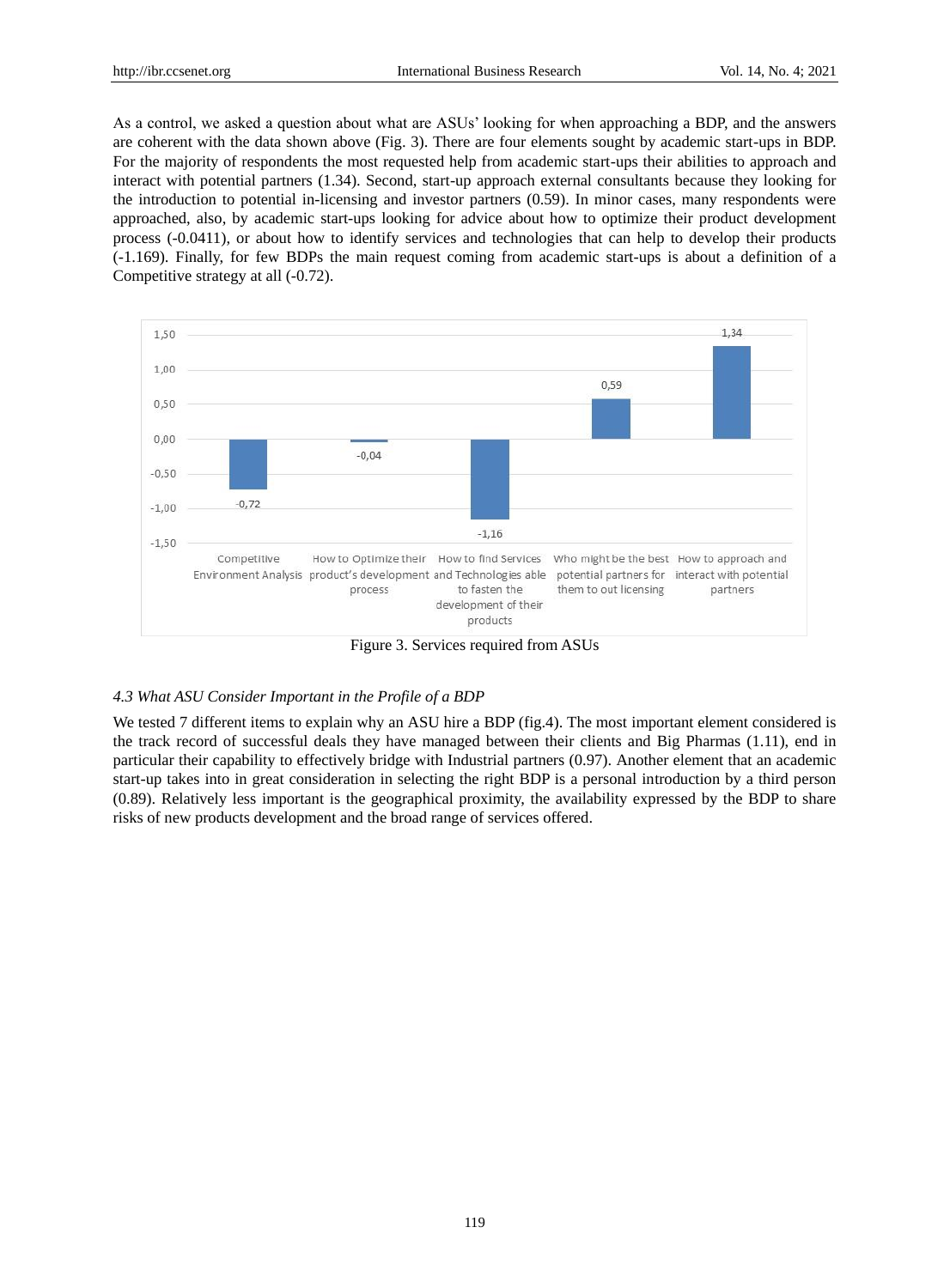As a control, we asked a question about what are ASUs' looking for when approaching a BDP, and the answers are coherent with the data shown above (Fig. 3). There are four elements sought by academic start-ups in BDP. For the majority of respondents the most requested help from academic start-ups their abilities to approach and interact with potential partners (1.34). Second, start-up approach external consultants because they looking for the introduction to potential in-licensing and investor partners (0.59). In minor cases, many respondents were approached, also, by academic start-ups looking for advice about how to optimize their product development process (-0.0411), or about how to identify services and technologies that can help to develop their products (-1.169). Finally, for few BDPs the main request coming from academic start-ups is about a definition of a Competitive strategy at all (-0.72).

Figure 3. Services required from ASUs

### *4.3 What ASU Consider Important in the Profile of a BDP*

We tested 7 different items to explain why an ASU hire a BDP (fig.4). The most important element considered is the track record of successful deals they have managed between their clients and Big Pharmas (1.11), end in particular their capability to effectively bridge with Industrial partners (0.97). Another element that an academic start-up takes into in great consideration in selecting the right BDP is a personal introduction by a third person (0.89). Relatively less important is the geographical proximity, the availability expressed by the BDP to share risks of new products development and the broad range of services offered.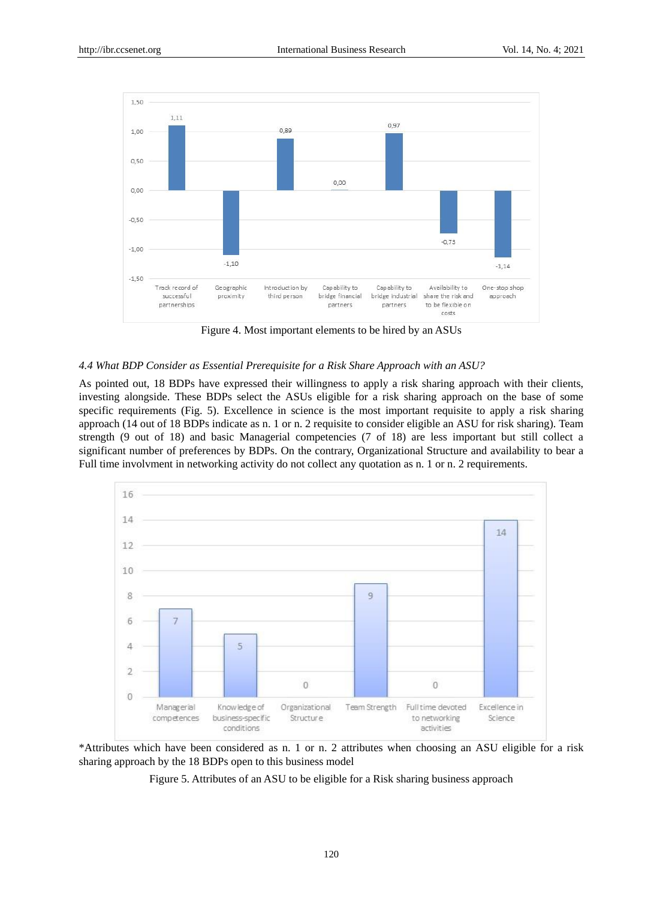Figure 4. Most important elements to be hired by an ASUs

### *4.4 What BDP Consider as Essential Prerequisite for a Risk Share Approach with an ASU?*

As pointed out, 18 BDPs have expressed their willingness to apply a risk sharing approach with their clients, investing alongside. These BDPs select the ASUs eligible for a risk sharing approach on the base of some specific requirements (Fig. 5). Excellence in science is the most important requisite to apply a risk sharing approach (14 out of 18 BDPs indicate as n. 1 or n. 2 requisite to consider eligible an ASU for risk sharing). Team strength (9 out of 18) and basic Managerial competencies (7 of 18) are less important but still collect a significant number of preferences by BDPs. On the contrary, Organizational Structure and availability to bear a Full time involvment in networking activity do not collect any quotation as n. 1 or n. 2 requirements.

*Attributes which have been considered as n. 1 or n. 2 attributes when choosing an ASU eligible for a risk sharing approach by the 18 BDPs open to this business model

Figure 5. Attributes of an ASU to be eligible for a Risk sharing business approach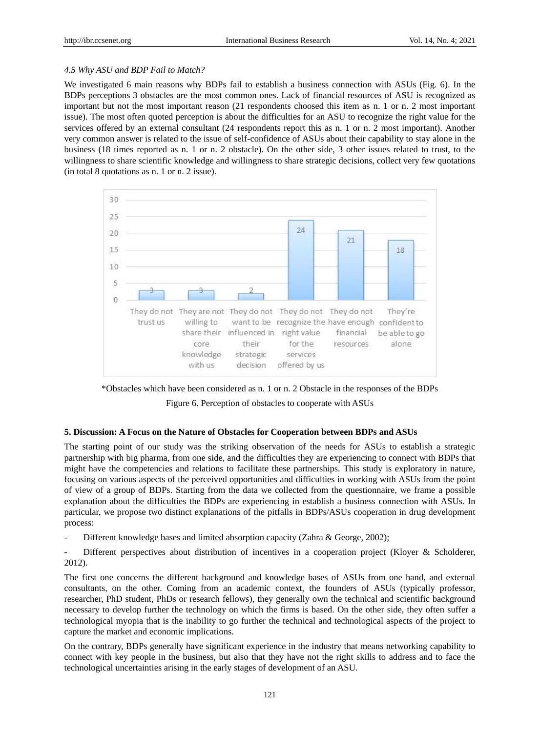*4.5 Why ASU and BDP Fail to Match?*

We investigated 6 main reasons why BDPs fail to establish a business connection with ASUs (Fig. 6). In the BDPs perceptions 3 obstacles are the most common ones. Lack of financial resources of ASU is recognized as important but not the most important reason (21 respondents choosed this item as n. 1 or n. 2 most important issue). The most often quoted perception is about the difficulties for an ASU to recognize the right value for the services offered by an external consultant (24 respondents report this as n. 1 or n. 2 most important). Another very common answer is related to the issue of self-confidence of ASUs about their capability to stay alone in the business (18 times reported as n. 1 or n. 2 obstacle). On the other side, 3 other issues related to trust, to the willingness to share scientific knowledge and willingness to share strategic decisions, collect very few quotations (in total 8 quotations as n. 1 or n. 2 issue).

| Obstacle | Count |
|---|---|
| They do not trust us | 3 |
| They are not willing to share their core knowledge with us | 3 |
| They do not want to be influenced in their strategic decision | 2 |
| They do not recognize the right value for the services offered by us | 24 |
| They do not have enough financial resources | 21 |
| They're confident to be able to go alone | 18 |

*Obstacles which have been considered as n. 1 or n. 2 Obstacle in the responses of the BDPs

Figure 6. Perception of obstacles to cooperate with ASUs

## 5. Discussion: A Focus on the Nature of Obstacles for Cooperation between BDPs and ASUs

The starting point of our study was the striking observation of the needs for ASUs to establish a strategic partnership with big pharma, from one side, and the difficulties they are experiencing to connect with BDPs that might have the competencies and relations to facilitate these partnerships. This study is exploratory in nature, focusing on various aspects of the perceived opportunities and difficulties in working with ASUs from the point of view of a group of BDPs. Starting from the data we collected from the questionnaire, we frame a possible explanation about the difficulties the BDPs are experiencing in establish a business connection with ASUs. In particular, we propose two distinct explanations of the pitfalls in BDPs/ASUs cooperation in drug development process:

- Different knowledge bases and limited absorption capacity (Zahra & George, 2002);
- Different perspectives about distribution of incentives in a cooperation project (Kloyer & Scholderer, 2012).

The first one concerns the different background and knowledge bases of ASUs from one hand, and external consultants, on the other. Coming from an academic context, the founders of ASUs (typically professor, researcher, PhD student, PhDs or research fellows), they generally own the technical and scientific background necessary to develop further the technology on which the firms is based. On the other side, they often suffer a technological myopia that is the inability to go further the technical and technological aspects of the project to capture the market and economic implications.

On the contrary, BDPs generally have significant experience in the industry that means networking capability to connect with key people in the business, but also that they have not the right skills to address and to face the technological uncertainties arising in the early stages of development of an ASU.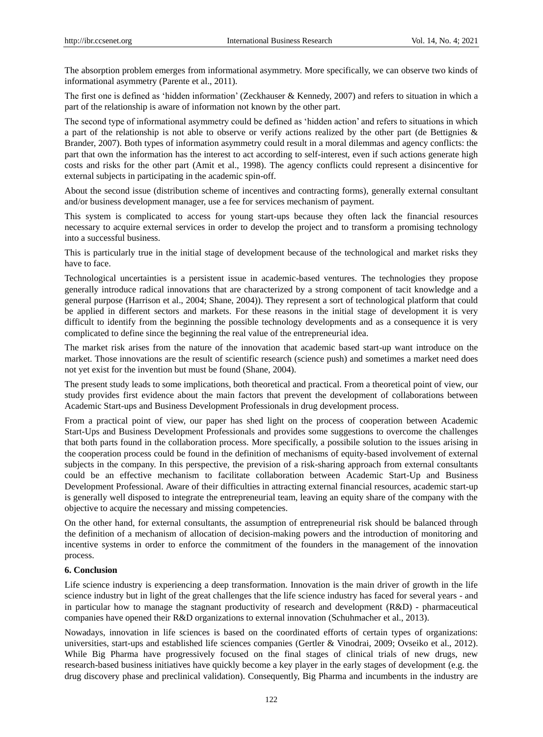The absorption problem emerges from informational asymmetry. More specifically, we can observe two kinds of informational asymmetry (Parente et al., 2011).

The first one is defined as 'hidden information' (Zeckhauser & Kennedy, 2007) and refers to situation in which a part of the relationship is aware of information not known by the other part.

The second type of informational asymmetry could be defined as 'hidden action' and refers to situations in which a part of the relationship is not able to observe or verify actions realized by the other part (de Bettignies & Brander, 2007). Both types of information asymmetry could result in a moral dilemmas and agency conflicts: the part that own the information has the interest to act according to self-interest, even if such actions generate high costs and risks for the other part (Amit et al., 1998). The agency conflicts could represent a disincentive for external subjects in participating in the academic spin-off.

About the second issue (distribution scheme of incentives and contracting forms), generally external consultant and/or business development manager, use a fee for services mechanism of payment.

This system is complicated to access for young start-ups because they often lack the financial resources necessary to acquire external services in order to develop the project and to transform a promising technology into a successful business.

This is particularly true in the initial stage of development because of the technological and market risks they have to face.

Technological uncertainties is a persistent issue in academic-based ventures. The technologies they propose generally introduce radical innovations that are characterized by a strong component of tacit knowledge and a general purpose (Harrison et al., 2004; Shane, 2004)). They represent a sort of technological platform that could be applied in different sectors and markets. For these reasons in the initial stage of development it is very difficult to identify from the beginning the possible technology developments and as a consequence it is very complicated to define since the beginning the real value of the entrepreneurial idea.

The market risk arises from the nature of the innovation that academic based start-up want introduce on the market. Those innovations are the result of scientific research (science push) and sometimes a market need does not yet exist for the invention but must be found (Shane, 2004).

The present study leads to some implications, both theoretical and practical. From a theoretical point of view, our study provides first evidence about the main factors that prevent the development of collaborations between Academic Start-ups and Business Development Professionals in drug development process.

From a practical point of view, our paper has shed light on the process of cooperation between Academic Start-Ups and Business Development Professionals and provides some suggestions to overcome the challenges that both parts found in the collaboration process. More specifically, a possibile solution to the issues arising in the cooperation process could be found in the definition of mechanisms of equity-based involvement of external subjects in the company. In this perspective, the prevision of a risk-sharing approach from external consultants could be an effective mechanism to facilitate collaboration between Academic Start-Up and Business Development Professional. Aware of their difficulties in attracting external financial resources, academic start-up is generally well disposed to integrate the entrepreneurial team, leaving an equity share of the company with the objective to acquire the necessary and missing competencies.

On the other hand, for external consultants, the assumption of entrepreneurial risk should be balanced through the definition of a mechanism of allocation of decision-making powers and the introduction of monitoring and incentive systems in order to enforce the commitment of the founders in the management of the innovation process.

## 6. Conclusion

Life science industry is experiencing a deep transformation. Innovation is the main driver of growth in the life science industry but in light of the great challenges that the life science industry has faced for several years - and in particular how to manage the stagnant productivity of research and development (R&D) - pharmaceutical companies have opened their R&D organizations to external innovation (Schuhmacher et al., 2013).

Nowadays, innovation in life sciences is based on the coordinated efforts of certain types of organizations: universities, start-ups and established life sciences companies (Gertler & Vinodrai, 2009; Ovseiko et al., 2012). While Big Pharma have progressively focused on the final stages of clinical trials of new drugs, new research-based business initiatives have quickly become a key player in the early stages of development (e.g. the drug discovery phase and preclinical validation). Consequently, Big Pharma and incumbents in the industry are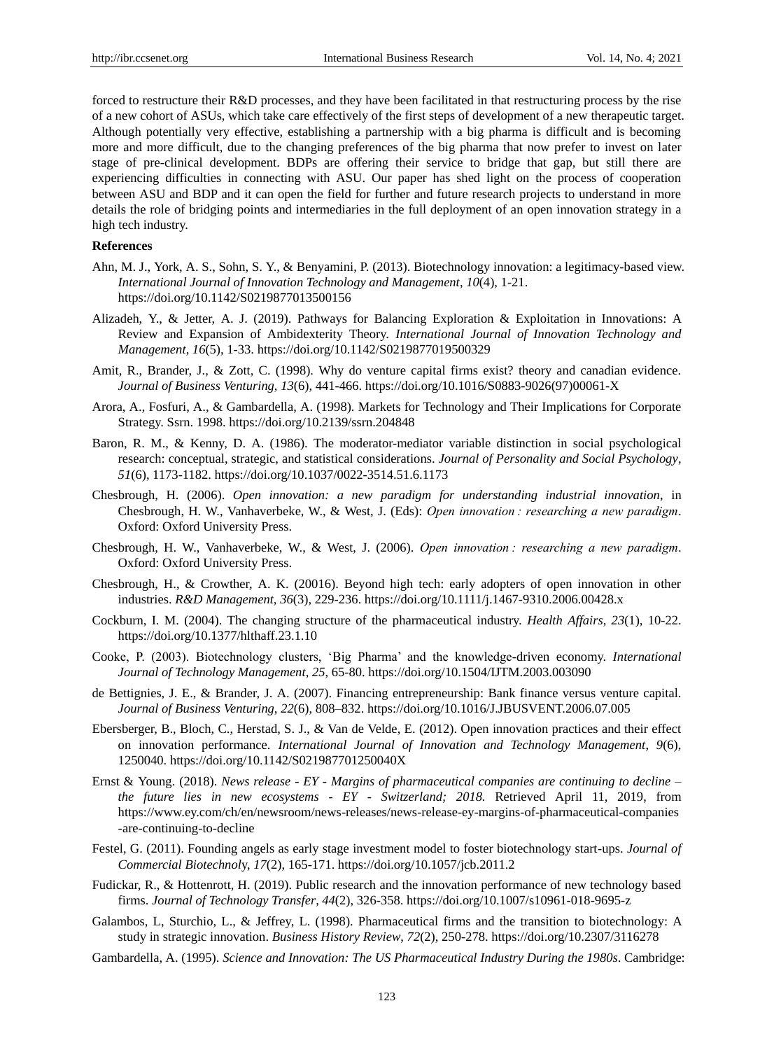forced to restructure their R&D processes, and they have been facilitated in that restructuring process by the rise of a new cohort of ASUs, which take care effectively of the first steps of development of a new therapeutic target. Although potentially very effective, establishing a partnership with a big pharma is difficult and is becoming more and more difficult, due to the changing preferences of the big pharma that now prefer to invest on later stage of pre-clinical development. BDPs are offering their service to bridge that gap, but still there are experiencing difficulties in connecting with ASU. Our paper has shed light on the process of cooperation between ASU and BDP and it can open the field for further and future research projects to understand in more details the role of bridging points and intermediaries in the full deployment of an open innovation strategy in a high tech industry.

**References**

Ahn, M. J., York, A. S., Sohn, S. Y., & Benyamini, P. (2013). Biotechnology innovation: a legitimacy-based view. *International Journal of Innovation Technology and Management*, *10*(4), 1-21. https://doi.org/10.1142/S0219877013500156

Alizadeh, Y., & Jetter, A. J. (2019). Pathways for Balancing Exploration & Exploitation in Innovations: A Review and Expansion of Ambidexterity Theory. *International Journal of Innovation Technology and Management*, *16*(5), 1-33. https://doi.org/10.1142/S0219877019500329

Amit, R., Brander, J., & Zott, C. (1998). Why do venture capital firms exist? theory and canadian evidence. *Journal of Business Venturing*, *13*(6), 441-466. https://doi.org/10.1016/S0883-9026(97)00061-X

Arora, A., Fosfuri, A., & Gambardella, A. (1998). Markets for Technology and Their Implications for Corporate Strategy. Ssrn. 1998. https://doi.org/10.2139/ssrn.204848

Baron, R. M., & Kenny, D. A. (1986). The moderator-mediator variable distinction in social psychological research: conceptual, strategic, and statistical considerations. *Journal of Personality and Social Psychology*, *51*(6), 1173-1182. https://doi.org/10.1037/0022-3514.51.6.1173

Chesbrough, H. (2006). *Open innovation: a new paradigm for understanding industrial innovation*, in Chesbrough, H. W., Vanhaverbeke, W., & West, J. (Eds): *Open innovation : researching a new paradigm*. Oxford: Oxford University Press.

Chesbrough, H. W., Vanhaverbeke, W., & West, J. (2006). *Open innovation : researching a new paradigm*. Oxford: Oxford University Press.

Chesbrough, H., & Crowther, A. K. (20016). Beyond high tech: early adopters of open innovation in other industries. *R&D Management*, *36*(3), 229-236. https://doi.org/10.1111/j.1467-9310.2006.00428.x

Cockburn, I. M. (2004). The changing structure of the pharmaceutical industry. *Health Affairs*, *23*(1), 10-22. https://doi.org/10.1377/hlthaff.23.1.10

Cooke, P. (2003). Biotechnology clusters, 'Big Pharma' and the knowledge-driven economy. *International Journal of Technology Management*, *25*, 65-80. https://doi.org/10.1504/IJTM.2003.003090

de Bettignies, J. E., & Brander, J. A. (2007). Financing entrepreneurship: Bank finance versus venture capital. *Journal of Business Venturing*, *22*(6), 808–832. https://doi.org/10.1016/J.JBUSVENT.2006.07.005

Ebersberger, B., Bloch, C., Herstad, S. J., & Van de Velde, E. (2012). Open innovation practices and their effect on innovation performance. *International Journal of Innovation and Technology Management*, *9*(6), 1250040. https://doi.org/10.1142/S021987701250040X

Ernst & Young. (2018). *News release - EY - Margins of pharmaceutical companies are continuing to decline – the future lies in new ecosystems - EY - Switzerland; 2018.* Retrieved April 11, 2019, from https://www.ey.com/ch/en/newsroom/news-releases/news-release-ey-margins-of-pharmaceutical-companies-are-continuing-to-decline

Festel, G. (2011). Founding angels as early stage investment model to foster biotechnology start-ups. *Journal of Commercial Biotechnoly*, *17*(2), 165-171. https://doi.org/10.1057/jcb.2011.2

Fudickar, R., & Hottenrott, H. (2019). Public research and the innovation performance of new technology based firms. *Journal of Technology Transfer*, *44*(2), 326-358. https://doi.org/10.1007/s10961-018-9695-z

Galambos, L, Sturchio, L., & Jeffrey, L. (1998). Pharmaceutical firms and the transition to biotechnology: A study in strategic innovation. *Business History Review*, *72*(2), 250-278. https://doi.org/10.2307/3116278

Gambardella, A. (1995). *Science and Innovation: The US Pharmaceutical Industry During the 1980s*. Cambridge: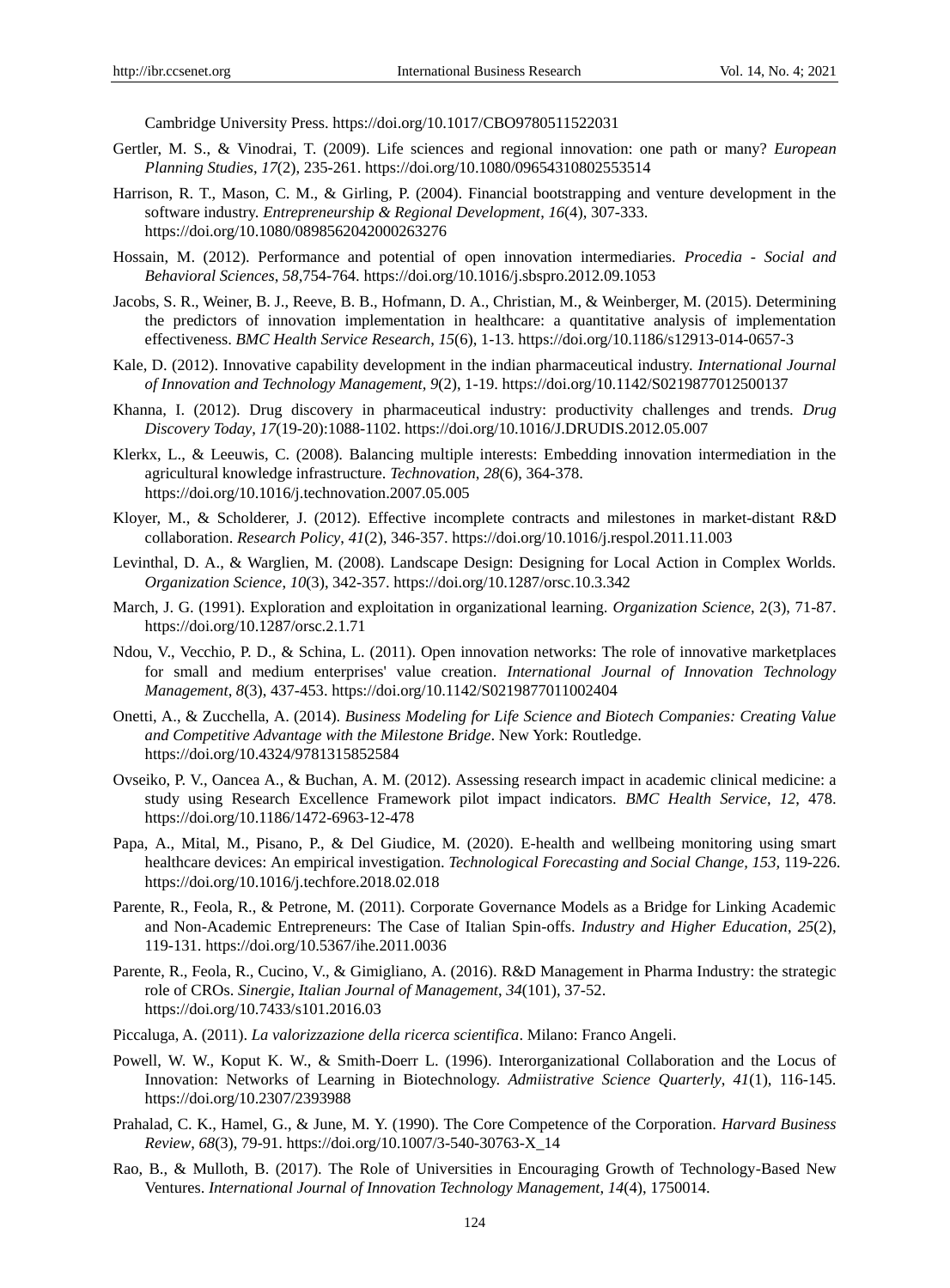Cambridge University Press. https://doi.org/10.1017/CBO9780511522031

Gertler, M. S., & Vinodrai, T. (2009). Life sciences and regional innovation: one path or many? *European Planning Studies*, *17*(2), 235-261. https://doi.org/10.1080/09654310802553514

Harrison, R. T., Mason, C. M., & Girling, P. (2004). Financial bootstrapping and venture development in the software industry. *Entrepreneurship & Regional Development*, *16*(4), 307-333. https://doi.org/10.1080/0898562042000263276

Hossain, M. (2012). Performance and potential of open innovation intermediaries. *Procedia - Social and Behavioral Sciences*, *58*,754-764. https://doi.org/10.1016/j.sbspro.2012.09.1053

Jacobs, S. R., Weiner, B. J., Reeve, B. B., Hofmann, D. A., Christian, M., & Weinberger, M. (2015). Determining the predictors of innovation implementation in healthcare: a quantitative analysis of implementation effectiveness. *BMC Health Service Research*, *15*(6), 1-13. https://doi.org/10.1186/s12913-014-0657-3

Kale, D. (2012). Innovative capability development in the indian pharmaceutical industry. *International Journal of Innovation and Technology Management*, *9*(2), 1-19. https://doi.org/10.1142/S0219877012500137

Khanna, I. (2012). Drug discovery in pharmaceutical industry: productivity challenges and trends. *Drug Discovery Today*, *17*(19-20):1088-1102. https://doi.org/10.1016/J.DRUDIS.2012.05.007

Klerkx, L., & Leeuwis, C. (2008). Balancing multiple interests: Embedding innovation intermediation in the agricultural knowledge infrastructure. *Technovation*, *28*(6), 364-378. https://doi.org/10.1016/j.technovation.2007.05.005

Kloyer, M., & Scholderer, J. (2012). Effective incomplete contracts and milestones in market-distant R&D collaboration. *Research Policy*, *41*(2), 346-357. https://doi.org/10.1016/j.respol.2011.11.003

Levinthal, D. A., & Warglien, M. (2008). Landscape Design: Designing for Local Action in Complex Worlds. *Organization Science*, *10*(3), 342-357. https://doi.org/10.1287/orsc.10.3.342

March, J. G. (1991). Exploration and exploitation in organizational learning. *Organization Science*, 2(3), 71-87. https://doi.org/10.1287/orsc.2.1.71

Ndou, V., Vecchio, P. D., & Schina, L. (2011). Open innovation networks: The role of innovative marketplaces for small and medium enterprises' value creation. *International Journal of Innovation Technology Management*, *8*(3), 437-453. https://doi.org/10.1142/S0219877011002404

Onetti, A., & Zucchella, A. (2014). *Business Modeling for Life Science and Biotech Companies: Creating Value and Competitive Advantage with the Milestone Bridge*. New York: Routledge. https://doi.org/10.4324/9781315852584

Ovseiko, P. V., Oancea A., & Buchan, A. M. (2012). Assessing research impact in academic clinical medicine: a study using Research Excellence Framework pilot impact indicators. *BMC Health Service*, *12*, 478. https://doi.org/10.1186/1472-6963-12-478

Papa, A., Mital, M., Pisano, P., & Del Giudice, M. (2020). E-health and wellbeing monitoring using smart healthcare devices: An empirical investigation. *Technological Forecasting and Social Change, 153*, 119-226. https://doi.org/10.1016/j.techfore.2018.02.018

Parente, R., Feola, R., & Petrone, M. (2011). Corporate Governance Models as a Bridge for Linking Academic and Non-Academic Entrepreneurs: The Case of Italian Spin-offs. *Industry and Higher Education*, *25*(2), 119-131. https://doi.org/10.5367/ihe.2011.0036

Parente, R., Feola, R., Cucino, V., & Gimigliano, A. (2016). R&D Management in Pharma Industry: the strategic role of CROs. *Sinergie, Italian Journal of Management*, *34*(101), 37-52. https://doi.org/10.7433/s101.2016.03

Piccaluga, A. (2011). *La valorizzazione della ricerca scientifica*. Milano: Franco Angeli.

Powell, W. W., Koput K. W., & Smith-Doerr L. (1996). Interorganizational Collaboration and the Locus of Innovation: Networks of Learning in Biotechnology. *Admiistrative Science Quarterly*, *41*(1), 116-145. https://doi.org/10.2307/2393988

Prahalad, C. K., Hamel, G., & June, M. Y. (1990). The Core Competence of the Corporation. *Harvard Business Review*, *68*(3), 79-91. https://doi.org/10.1007/3-540-30763-X_14

Rao, B., & Mulloth, B. (2017). The Role of Universities in Encouraging Growth of Technology-Based New Ventures. *International Journal of Innovation Technology Management*, *14*(4), 1750014.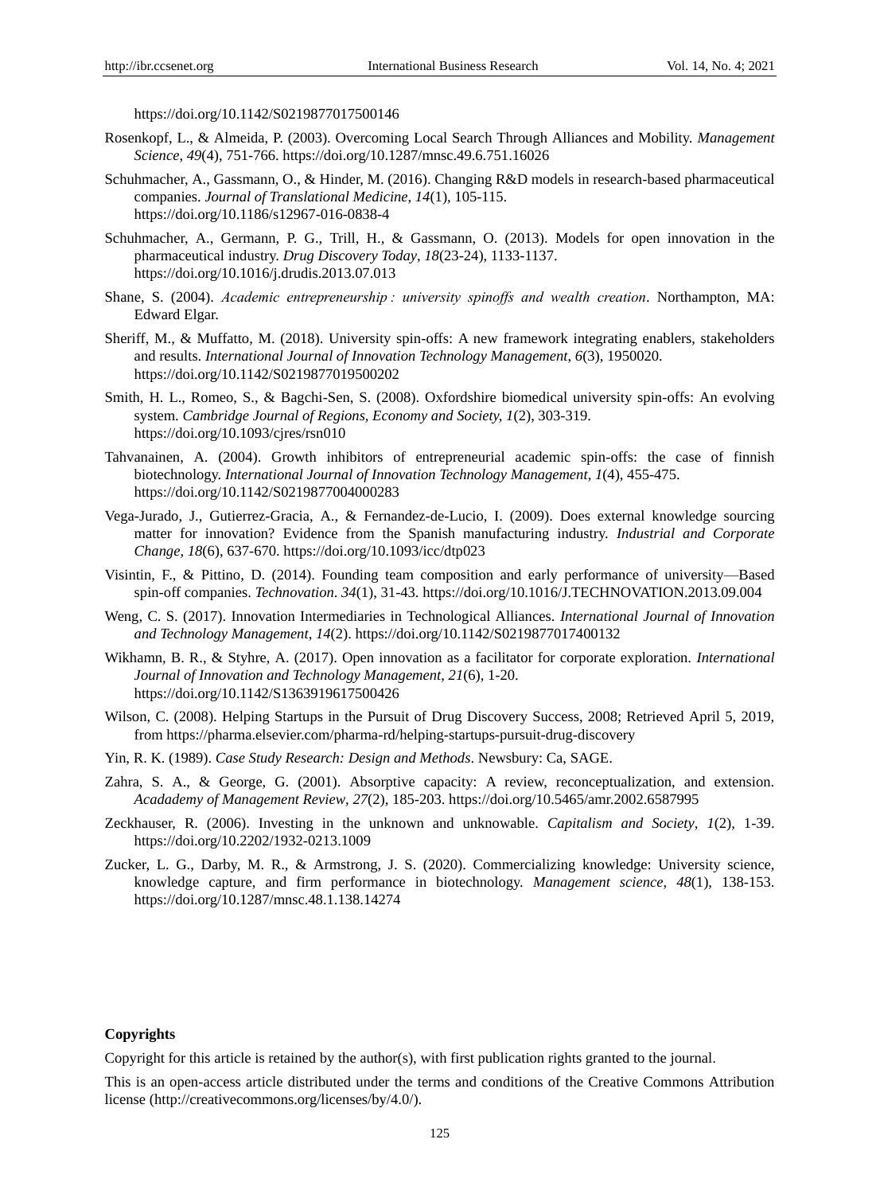https://doi.org/10.1142/S0219877017500146

Rosenkopf, L., & Almeida, P. (2003). Overcoming Local Search Through Alliances and Mobility. *Management Science*, *49*(4), 751-766. https://doi.org/10.1287/mnsc.49.6.751.16026

Schuhmacher, A., Gassmann, O., & Hinder, M. (2016). Changing R&D models in research-based pharmaceutical companies. *Journal of Translational Medicine*, *14*(1), 105-115. https://doi.org/10.1186/s12967-016-0838-4

Schuhmacher, A., Germann, P. G., Trill, H., & Gassmann, O. (2013). Models for open innovation in the pharmaceutical industry. *Drug Discovery Today*, *18*(23-24), 1133-1137. https://doi.org/10.1016/j.drudis.2013.07.013

Shane, S. (2004). *Academic entrepreneurship : university spinoffs and wealth creation*. Northampton, MA: Edward Elgar.

Sheriff, M., & Muffatto, M. (2018). University spin-offs: A new framework integrating enablers, stakeholders and results. *International Journal of Innovation Technology Management, 6*(3), 1950020. https://doi.org/10.1142/S0219877019500202

Smith, H. L., Romeo, S., & Bagchi-Sen, S. (2008). Oxfordshire biomedical university spin-offs: An evolving system. *Cambridge Journal of Regions, Economy and Society, 1*(2), 303-319. https://doi.org/10.1093/cjres/rsn010

Tahvanainen, A. (2004). Growth inhibitors of entrepreneurial academic spin-offs: the case of finnish biotechnology. *International Journal of Innovation Technology Management*, *1*(4), 455-475. https://doi.org/10.1142/S0219877004000283

Vega-Jurado, J., Gutierrez-Gracia, A., & Fernandez-de-Lucio, I. (2009). Does external knowledge sourcing matter for innovation? Evidence from the Spanish manufacturing industry. *Industrial and Corporate Change*, *18*(6), 637-670. https://doi.org/10.1093/icc/dtp023

Visintin, F., & Pittino, D. (2014). Founding team composition and early performance of university—Based spin-off companies. *Technovation*. *34*(1), 31-43. https://doi.org/10.1016/J.TECHNOVATION.2013.09.004

Weng, C. S. (2017). Innovation Intermediaries in Technological Alliances. *International Journal of Innovation and Technology Management*, *14*(2). https://doi.org/10.1142/S0219877017400132

Wikhamn, B. R., & Styhre, A. (2017). Open innovation as a facilitator for corporate exploration. *International Journal of Innovation and Technology Management*, *21*(6), 1-20. https://doi.org/10.1142/S1363919617500426

Wilson, C. (2008). Helping Startups in the Pursuit of Drug Discovery Success, 2008; Retrieved April 5, 2019, from https://pharma.elsevier.com/pharma-rd/helping-startups-pursuit-drug-discovery

Yin, R. K. (1989). *Case Study Research: Design and Methods*. Newsbury: Ca, SAGE.

Zahra, S. A., & George, G. (2001). Absorptive capacity: A review, reconceptualization, and extension. *Acadademy of Management Review*, *27*(2), 185-203. https://doi.org/10.5465/amr.2002.6587995

Zeckhauser, R. (2006). Investing in the unknown and unknowable. *Capitalism and Society*, *1*(2), 1-39. https://doi.org/10.2202/1932-0213.1009

Zucker, L. G., Darby, M. R., & Armstrong, J. S. (2020). Commercializing knowledge: University science, knowledge capture, and firm performance in biotechnology. *Management science*, *48*(1), 138-153. https://doi.org/10.1287/mnsc.48.1.138.14274

**Copyrights**

Copyright for this article is retained by the author(s), with first publication rights granted to the journal.

This is an open-access article distributed under the terms and conditions of the Creative Commons Attribution license (http://creativecommons.org/licenses/by/4.0/).